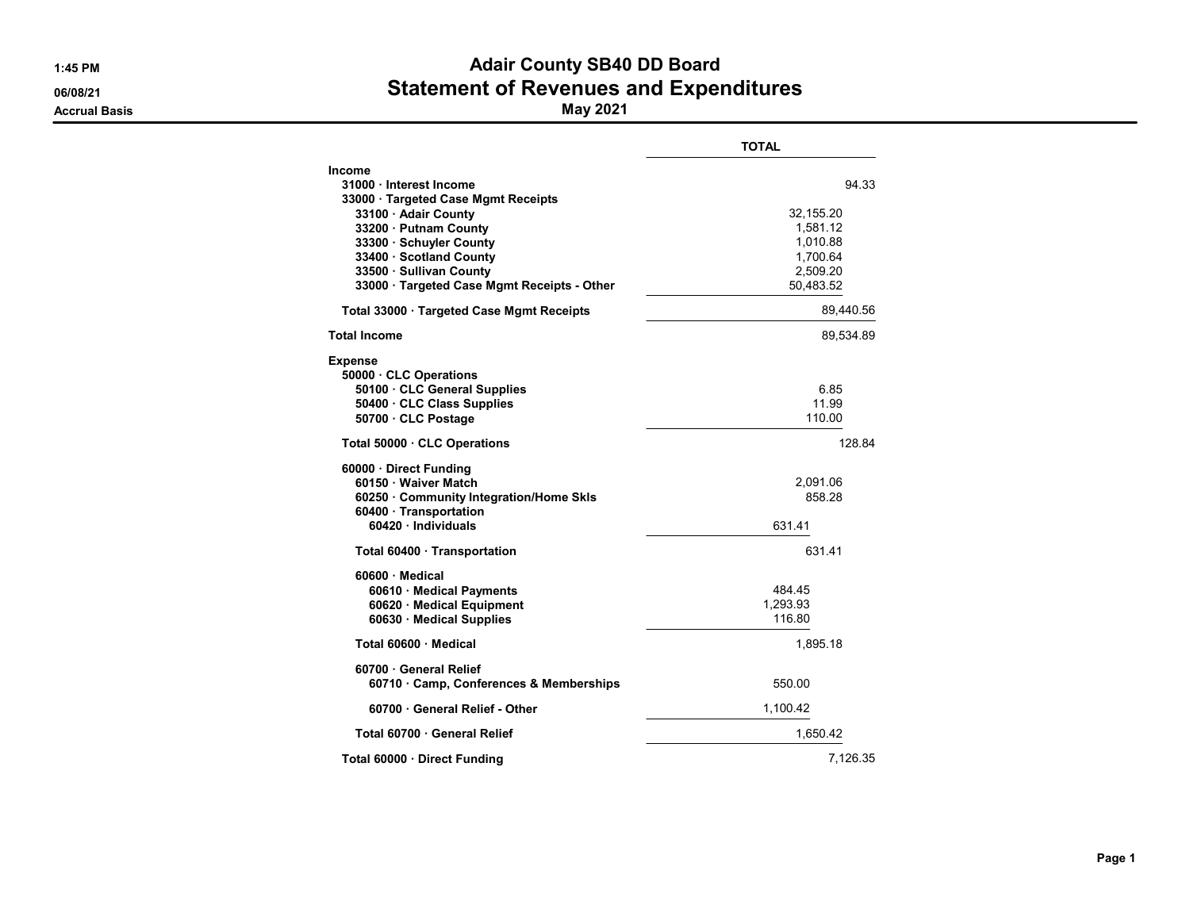# Adair County SB40 DD Board

## Statement of Revenues and Expenditures

**May 2021**

1:45 PM
06/08/21
Accrual Basis

| | TOTAL |
|---|---|
| **Income** | |
| **31000 · Interest Income** | 94.33 |
| **33000 · Targeted Case Mgmt Receipts** | |
| **33100 · Adair County** | 32,155.20 |
| **33200 · Putnam County** | 1,581.12 |
| **33300 · Schuyler County** | 1,010.88 |
| **33400 · Scotland County** | 1,700.64 |
| **33500 · Sullivan County** | 2,509.20 |
| **33000 · Targeted Case Mgmt Receipts - Other** | 50,483.52 |
| **Total 33000 · Targeted Case Mgmt Receipts** | 89,440.56 |
| **Total Income** | 89,534.89 |
| **Expense** | |
| **50000 · CLC Operations** | |
| **50100 · CLC General Supplies** | 6.85 |
| **50400 · CLC Class Supplies** | 11.99 |
| **50700 · CLC Postage** | 110.00 |
| **Total 50000 · CLC Operations** | 128.84 |
| **60000 · Direct Funding** | |
| **60150 · Waiver Match** | 2,091.06 |
| **60250 · Community Integration/Home Skls** | 858.28 |
| **60400 · Transportation** | |
| **60420 · Individuals** | 631.41 |
| **Total 60400 · Transportation** | 631.41 |
| **60600 · Medical** | |
| **60610 · Medical Payments** | 484.45 |
| **60620 · Medical Equipment** | 1,293.93 |
| **60630 · Medical Supplies** | 116.80 |
| **Total 60600 · Medical** | 1,895.18 |
| **60700 · General Relief** | |
| **60710 · Camp, Conferences & Memberships** | 550.00 |
| **60700 · General Relief - Other** | 1,100.42 |
| **Total 60700 · General Relief** | 1,650.42 |
| **Total 60000 · Direct Funding** | 7,126.35 |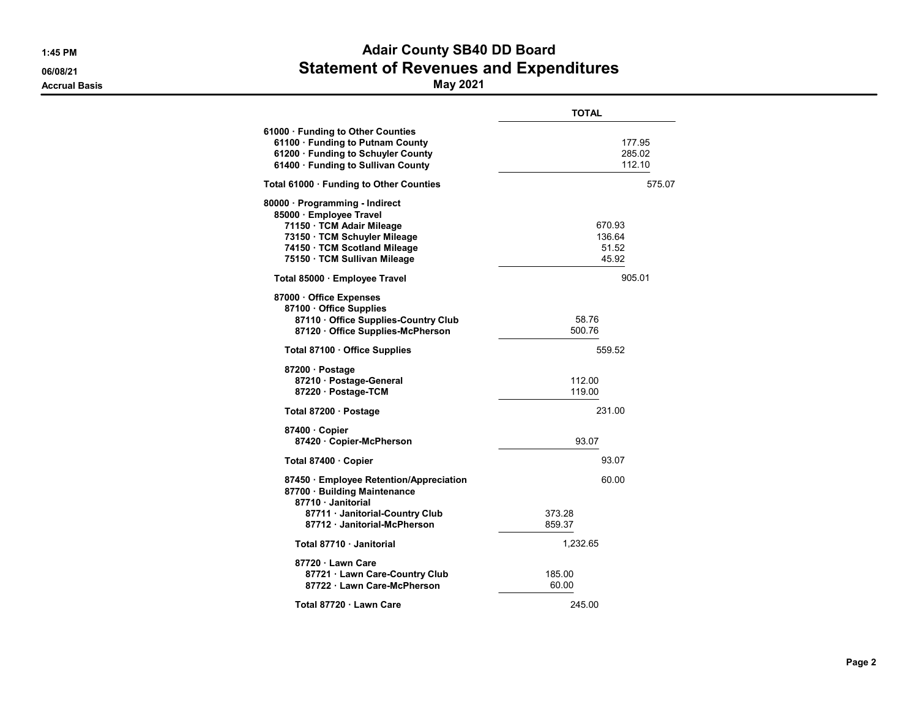# Adair County SB40 DD Board
## Statement of Revenues and Expenditures
### May 2021

1:45 PM
06/08/21
Accrual Basis

| | TOTAL |
|---|---|
| **61000 · Funding to Other Counties** | |
| **61100 · Funding to Putnam County** | 177.95 |
| **61200 · Funding to Schuyler County** | 285.02 |
| **61400 · Funding to Sullivan County** | 112.10 |
| **Total 61000 · Funding to Other Counties** | 575.07 |
| **80000 · Programming - Indirect** | |
| **85000 · Employee Travel** | |
| **71150 · TCM Adair Mileage** | 670.93 |
| **73150 · TCM Schuyler Mileage** | 136.64 |
| **74150 · TCM Scotland Mileage** | 51.52 |
| **75150 · TCM Sullivan Mileage** | 45.92 |
| **Total 85000 · Employee Travel** | 905.01 |
| **87000 · Office Expenses** | |
| **87100 · Office Supplies** | |
| **87110 · Office Supplies-Country Club** | 58.76 |
| **87120 · Office Supplies-McPherson** | 500.76 |
| **Total 87100 · Office Supplies** | 559.52 |
| **87200 · Postage** | |
| **87210 · Postage-General** | 112.00 |
| **87220 · Postage-TCM** | 119.00 |
| **Total 87200 · Postage** | 231.00 |
| **87400 · Copier** | |
| **87420 · Copier-McPherson** | 93.07 |
| **Total 87400 · Copier** | 93.07 |
| **87450 · Employee Retention/Appreciation** | 60.00 |
| **87700 · Building Maintenance** | |
| **87710 · Janitorial** | |
| **87711 · Janitorial-Country Club** | 373.28 |
| **87712 · Janitorial-McPherson** | 859.37 |
| **Total 87710 · Janitorial** | 1,232.65 |
| **87720 · Lawn Care** | |
| **87721 · Lawn Care-Country Club** | 185.00 |
| **87722 · Lawn Care-McPherson** | 60.00 |
| **Total 87720 · Lawn Care** | 245.00 |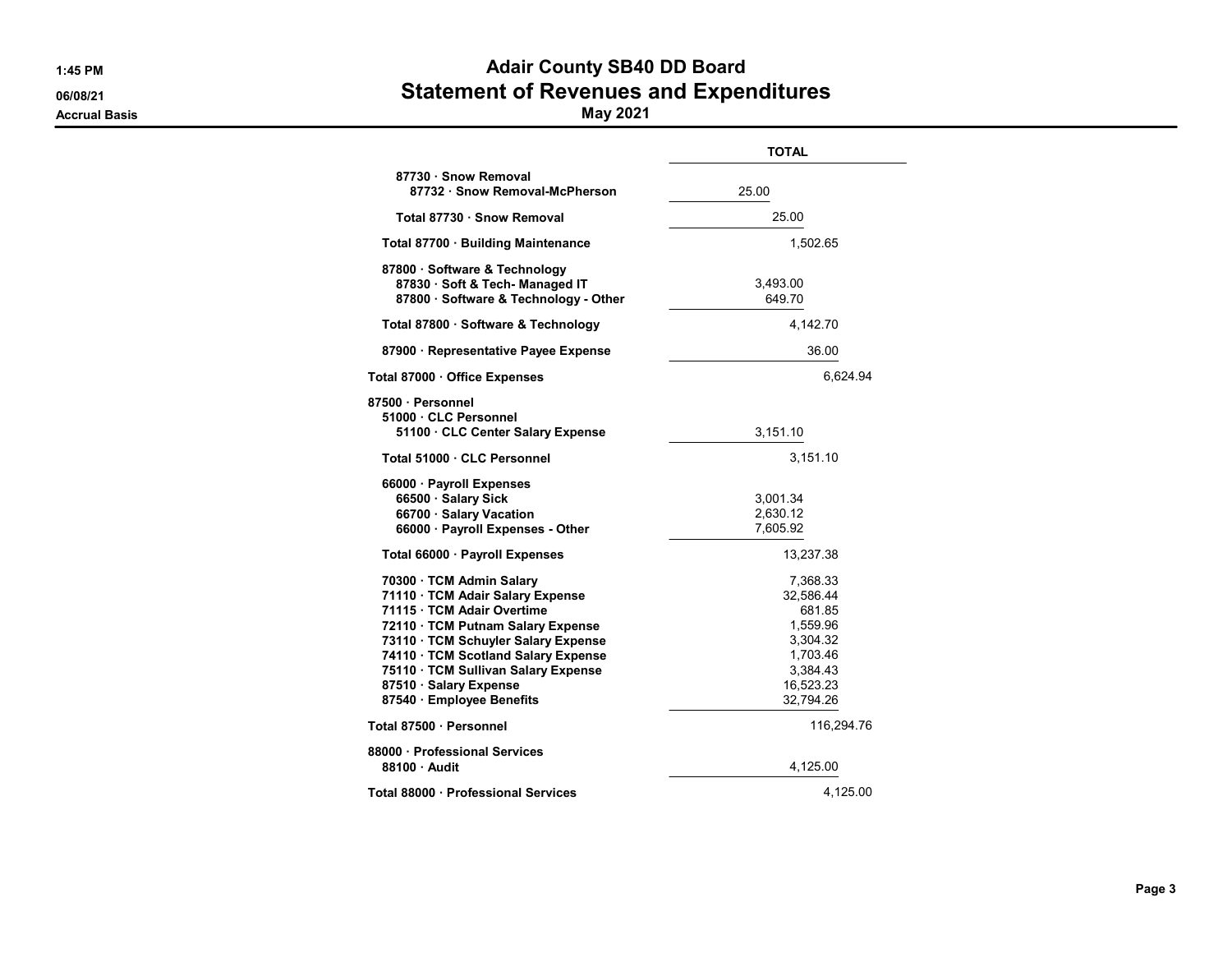# Adair County SB40 DD Board

## Statement of Revenues and Expenditures

### May 2021

Accrual Basis

| | TOTAL | |
|---|---|---|
| 87730 · Snow Removal | | |
| 87732 · Snow Removal-McPherson | 25.00 | |
| Total 87730 · Snow Removal | | 25.00 |
| Total 87700 · Building Maintenance | | 1,502.65 |
| 87800 · Software & Technology | | |
| 87830 · Soft & Tech- Managed IT | 3,493.00 | |
| 87800 · Software & Technology - Other | 649.70 | |
| Total 87800 · Software & Technology | | 4,142.70 |
| 87900 · Representative Payee Expense | | 36.00 |
| Total 87000 · Office Expenses | | 6,624.94 |
| 87500 · Personnel | | |
| 51000 · CLC Personnel | | |
| 51100 · CLC Center Salary Expense | 3,151.10 | |
| Total 51000 · CLC Personnel | | 3,151.10 |
| 66000 · Payroll Expenses | | |
| 66500 · Salary Sick | 3,001.34 | |
| 66700 · Salary Vacation | 2,630.12 | |
| 66000 · Payroll Expenses - Other | 7,605.92 | |
| Total 66000 · Payroll Expenses | | 13,237.38 |
| 70300 · TCM Admin Salary | | 7,368.33 |
| 71110 · TCM Adair Salary Expense | | 32,586.44 |
| 71115 · TCM Adair Overtime | | 681.85 |
| 72110 · TCM Putnam Salary Expense | | 1,559.96 |
| 73110 · TCM Schuyler Salary Expense | | 3,304.32 |
| 74110 · TCM Scotland Salary Expense | | 1,703.46 |
| 75110 · TCM Sullivan Salary Expense | | 3,384.43 |
| 87510 · Salary Expense | | 16,523.23 |
| 87540 · Employee Benefits | | 32,794.26 |
| Total 87500 · Personnel | | 116,294.76 |
| 88000 · Professional Services | | |
| 88100 · Audit | | 4,125.00 |
| Total 88000 · Professional Services | | 4,125.00 |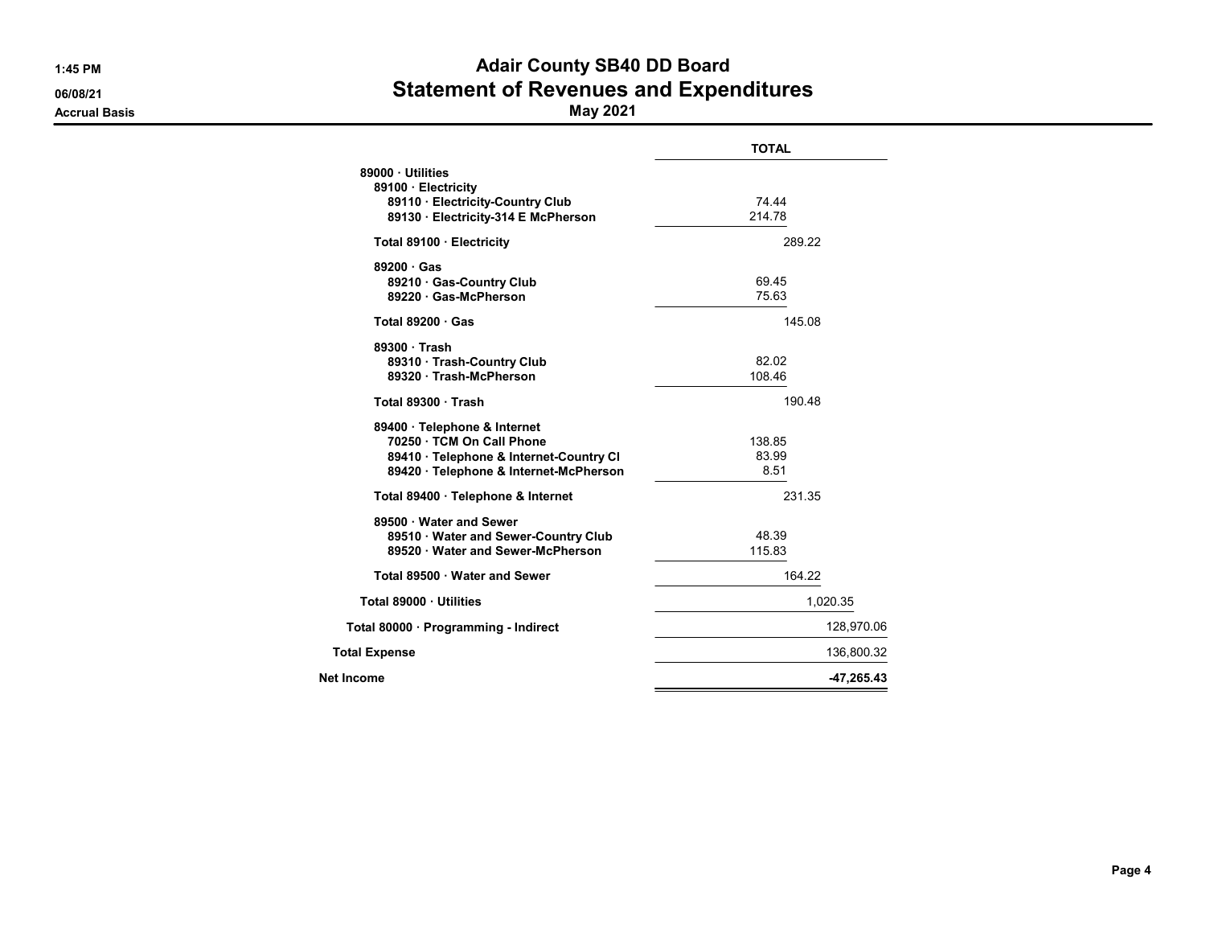# Adair County SB40 DD Board

## Statement of Revenues and Expenditures

**May 2021**

1:45 PM
06/08/21
Accrual Basis

| | TOTAL |
|---|---|
| **89000 · Utilities** | |
| **89100 · Electricity** | |
| **89110 · Electricity-Country Club** | 74.44 |
| **89130 · Electricity-314 E McPherson** | 214.78 |
| **Total 89100 · Electricity** | 289.22 |
| **89200 · Gas** | |
| **89210 · Gas-Country Club** | 69.45 |
| **89220 · Gas-McPherson** | 75.63 |
| **Total 89200 · Gas** | 145.08 |
| **89300 · Trash** | |
| **89310 · Trash-Country Club** | 82.02 |
| **89320 · Trash-McPherson** | 108.46 |
| **Total 89300 · Trash** | 190.48 |
| **89400 · Telephone & Internet** | |
| **70250 · TCM On Call Phone** | 138.85 |
| **89410 · Telephone & Internet-Country Cl** | 83.99 |
| **89420 · Telephone & Internet-McPherson** | 8.51 |
| **Total 89400 · Telephone & Internet** | 231.35 |
| **89500 · Water and Sewer** | |
| **89510 · Water and Sewer-Country Club** | 48.39 |
| **89520 · Water and Sewer-McPherson** | 115.83 |
| **Total 89500 · Water and Sewer** | 164.22 |
| **Total 89000 · Utilities** | 1,020.35 |
| **Total 80000 · Programming - Indirect** | 128,970.06 |
| **Total Expense** | 136,800.32 |
| **Net Income** | **-47,265.43** |